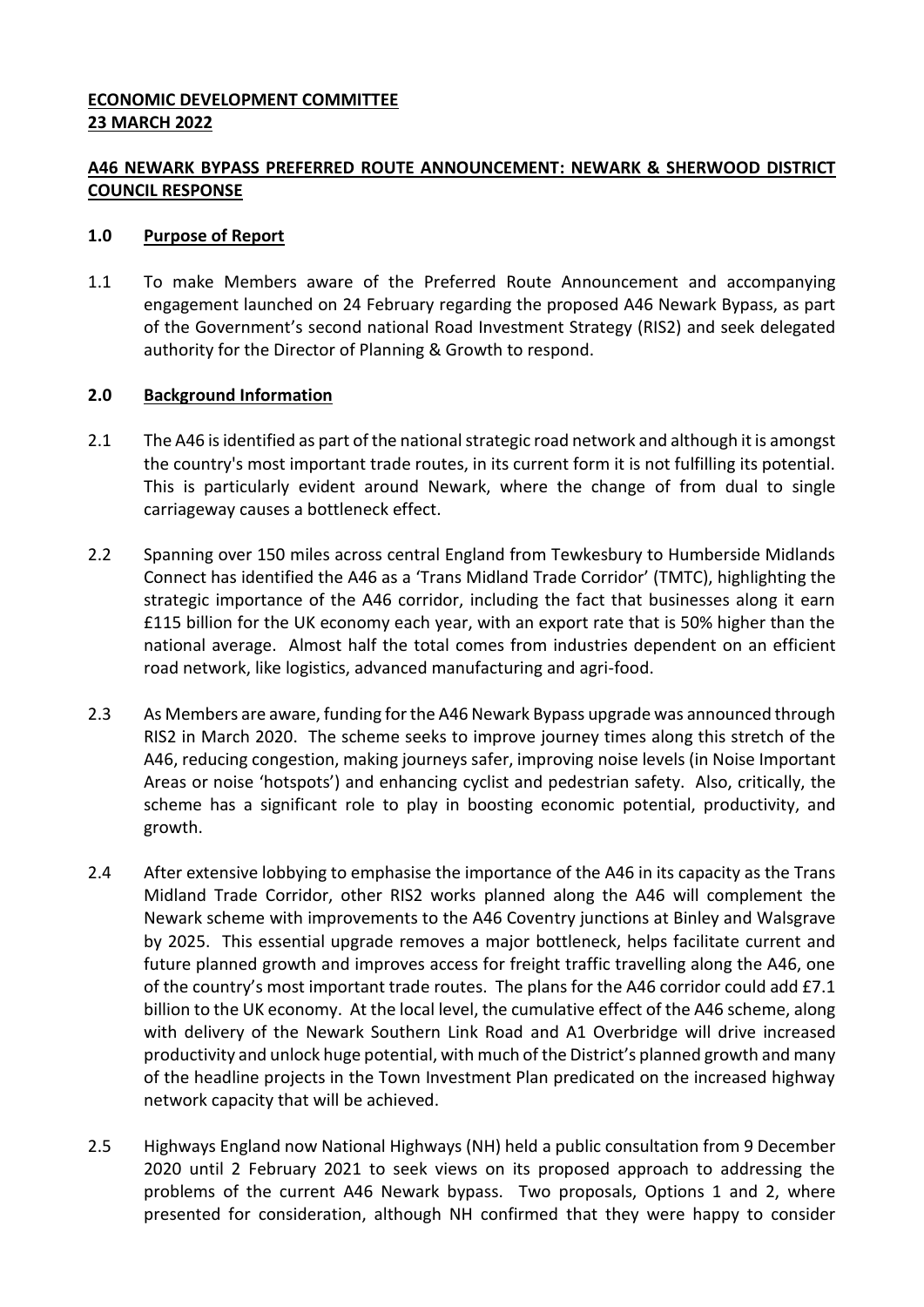**ECONOMIC DEVELOPMENT COMMITTEE**
**23 MARCH 2022**

**A46 NEWARK BYPASS PREFERRED ROUTE ANNOUNCEMENT: NEWARK & SHERWOOD DISTRICT COUNCIL RESPONSE**

## 1.0 Purpose of Report

1.1 To make Members aware of the Preferred Route Announcement and accompanying engagement launched on 24 February regarding the proposed A46 Newark Bypass, as part of the Government's second national Road Investment Strategy (RIS2) and seek delegated authority for the Director of Planning & Growth to respond.

## 2.0 Background Information

2.1 The A46 is identified as part of the national strategic road network and although it is amongst the country's most important trade routes, in its current form it is not fulfilling its potential. This is particularly evident around Newark, where the change of from dual to single carriageway causes a bottleneck effect.

2.2 Spanning over 150 miles across central England from Tewkesbury to Humberside Midlands Connect has identified the A46 as a 'Trans Midland Trade Corridor' (TMTC), highlighting the strategic importance of the A46 corridor, including the fact that businesses along it earn £115 billion for the UK economy each year, with an export rate that is 50% higher than the national average. Almost half the total comes from industries dependent on an efficient road network, like logistics, advanced manufacturing and agri-food.

2.3 As Members are aware, funding for the A46 Newark Bypass upgrade was announced through RIS2 in March 2020. The scheme seeks to improve journey times along this stretch of the A46, reducing congestion, making journeys safer, improving noise levels (in Noise Important Areas or noise 'hotspots') and enhancing cyclist and pedestrian safety. Also, critically, the scheme has a significant role to play in boosting economic potential, productivity, and growth.

2.4 After extensive lobbying to emphasise the importance of the A46 in its capacity as the Trans Midland Trade Corridor, other RIS2 works planned along the A46 will complement the Newark scheme with improvements to the A46 Coventry junctions at Binley and Walsgrave by 2025. This essential upgrade removes a major bottleneck, helps facilitate current and future planned growth and improves access for freight traffic travelling along the A46, one of the country's most important trade routes. The plans for the A46 corridor could add £7.1 billion to the UK economy. At the local level, the cumulative effect of the A46 scheme, along with delivery of the Newark Southern Link Road and A1 Overbridge will drive increased productivity and unlock huge potential, with much of the District's planned growth and many of the headline projects in the Town Investment Plan predicated on the increased highway network capacity that will be achieved.

2.5 Highways England now National Highways (NH) held a public consultation from 9 December 2020 until 2 February 2021 to seek views on its proposed approach to addressing the problems of the current A46 Newark bypass. Two proposals, Options 1 and 2, where presented for consideration, although NH confirmed that they were happy to consider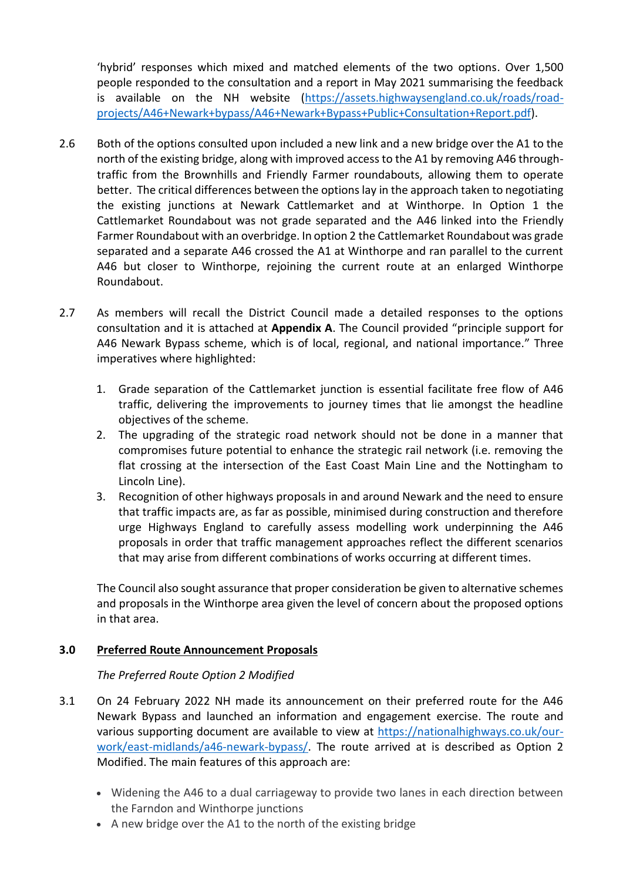'hybrid' responses which mixed and matched elements of the two options. Over 1,500 people responded to the consultation and a report in May 2021 summarising the feedback is available on the NH website (https://assets.highwaysengland.co.uk/roads/road-projects/A46+Newark+bypass/A46+Newark+Bypass+Public+Consultation+Report.pdf).

2.6 Both of the options consulted upon included a new link and a new bridge over the A1 to the north of the existing bridge, along with improved access to the A1 by removing A46 through-traffic from the Brownhills and Friendly Farmer roundabouts, allowing them to operate better. The critical differences between the options lay in the approach taken to negotiating the existing junctions at Newark Cattlemarket and at Winthorpe. In Option 1 the Cattlemarket Roundabout was not grade separated and the A46 linked into the Friendly Farmer Roundabout with an overbridge. In option 2 the Cattlemarket Roundabout was grade separated and a separate A46 crossed the A1 at Winthorpe and ran parallel to the current A46 but closer to Winthorpe, rejoining the current route at an enlarged Winthorpe Roundabout.

2.7 As members will recall the District Council made a detailed responses to the options consultation and it is attached at **Appendix A**. The Council provided "principle support for A46 Newark Bypass scheme, which is of local, regional, and national importance." Three imperatives where highlighted:

1. Grade separation of the Cattlemarket junction is essential facilitate free flow of A46 traffic, delivering the improvements to journey times that lie amongst the headline objectives of the scheme.
2. The upgrading of the strategic road network should not be done in a manner that compromises future potential to enhance the strategic rail network (i.e. removing the flat crossing at the intersection of the East Coast Main Line and the Nottingham to Lincoln Line).
3. Recognition of other highways proposals in and around Newark and the need to ensure that traffic impacts are, as far as possible, minimised during construction and therefore urge Highways England to carefully assess modelling work underpinning the A46 proposals in order that traffic management approaches reflect the different scenarios that may arise from different combinations of works occurring at different times.

The Council also sought assurance that proper consideration be given to alternative schemes and proposals in the Winthorpe area given the level of concern about the proposed options in that area.

## 3.0 Preferred Route Announcement Proposals

*The Preferred Route Option 2 Modified*

3.1 On 24 February 2022 NH made its announcement on their preferred route for the A46 Newark Bypass and launched an information and engagement exercise. The route and various supporting document are available to view at https://nationalhighways.co.uk/our-work/east-midlands/a46-newark-bypass/. The route arrived at is described as Option 2 Modified. The main features of this approach are:

- Widening the A46 to a dual carriageway to provide two lanes in each direction between the Farndon and Winthorpe junctions
- A new bridge over the A1 to the north of the existing bridge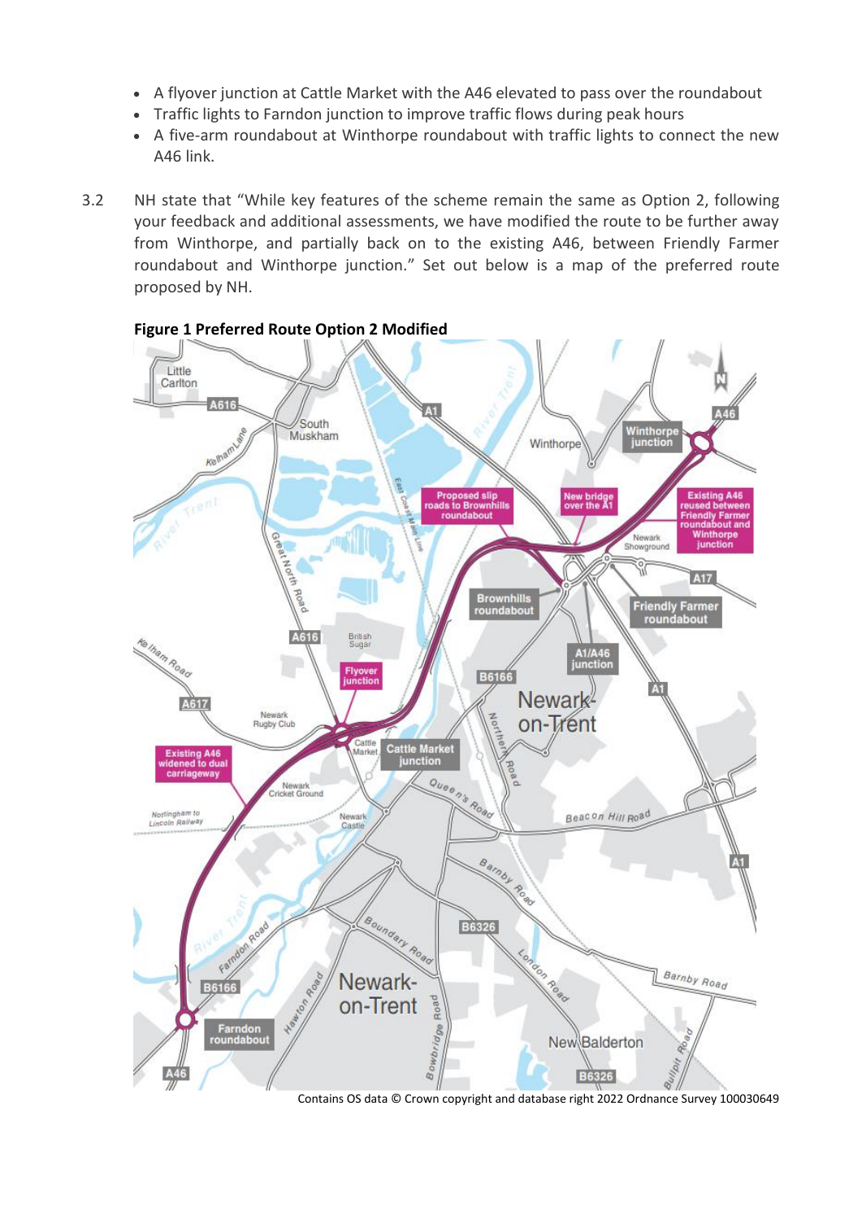- A flyover junction at Cattle Market with the A46 elevated to pass over the roundabout
- Traffic lights to Farndon junction to improve traffic flows during peak hours
- A five-arm roundabout at Winthorpe roundabout with traffic lights to connect the new A46 link.

3.2 NH state that "While key features of the scheme remain the same as Option 2, following your feedback and additional assessments, we have modified the route to be further away from Winthorpe, and partially back on to the existing A46, between Friendly Farmer roundabout and Winthorpe junction." Set out below is a map of the preferred route proposed by NH.

**Figure 1 Preferred Route Option 2 Modified**

Contains OS data © Crown copyright and database right 2022 Ordnance Survey 100030649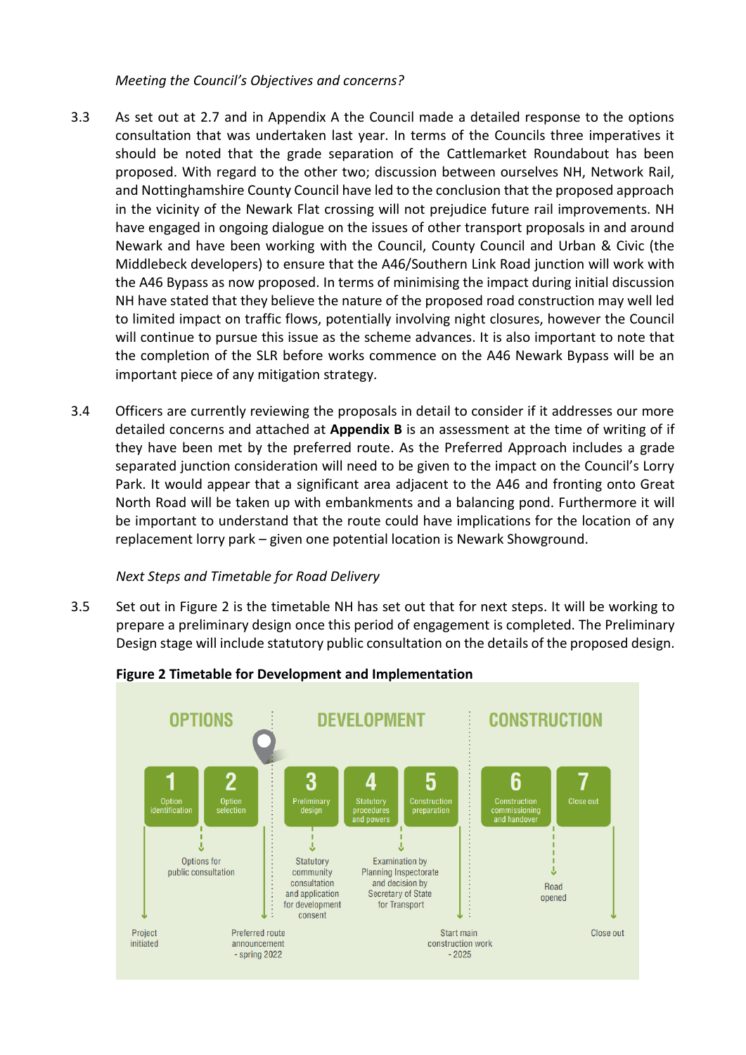*Meeting the Council's Objectives and concerns?*

3.3 As set out at 2.7 and in Appendix A the Council made a detailed response to the options consultation that was undertaken last year. In terms of the Councils three imperatives it should be noted that the grade separation of the Cattlemarket Roundabout has been proposed. With regard to the other two; discussion between ourselves NH, Network Rail, and Nottinghamshire County Council have led to the conclusion that the proposed approach in the vicinity of the Newark Flat crossing will not prejudice future rail improvements. NH have engaged in ongoing dialogue on the issues of other transport proposals in and around Newark and have been working with the Council, County Council and Urban & Civic (the Middlebeck developers) to ensure that the A46/Southern Link Road junction will work with the A46 Bypass as now proposed. In terms of minimising the impact during initial discussion NH have stated that they believe the nature of the proposed road construction may well led to limited impact on traffic flows, potentially involving night closures, however the Council will continue to pursue this issue as the scheme advances. It is also important to note that the completion of the SLR before works commence on the A46 Newark Bypass will be an important piece of any mitigation strategy.

3.4 Officers are currently reviewing the proposals in detail to consider if it addresses our more detailed concerns and attached at **Appendix B** is an assessment at the time of writing of if they have been met by the preferred route. As the Preferred Approach includes a grade separated junction consideration will need to be given to the impact on the Council's Lorry Park. It would appear that a significant area adjacent to the A46 and fronting onto Great North Road will be taken up with embankments and a balancing pond. Furthermore it will be important to understand that the route could have implications for the location of any replacement lorry park – given one potential location is Newark Showground.

*Next Steps and Timetable for Road Delivery*

3.5 Set out in Figure 2 is the timetable NH has set out that for next steps. It will be working to prepare a preliminary design once this period of engagement is completed. The Preliminary Design stage will include statutory public consultation on the details of the proposed design.

**Figure 2 Timetable for Development and Implementation**

OPTIONS

1 Option identification

2 Option selection

Options for public consultation

Project initiated

Preferred route announcement - spring 2022

DEVELOPMENT

3 Preliminary design

4 Statutory procedures and powers

5 Construction preparation

Statutory community consultation and application for development consent

Examination by Planning Inspectorate and decision by Secretary of State for Transport

Start main construction work - 2025

CONSTRUCTION

6 Construction commissioning and handover

7 Close out

Road opened

Close out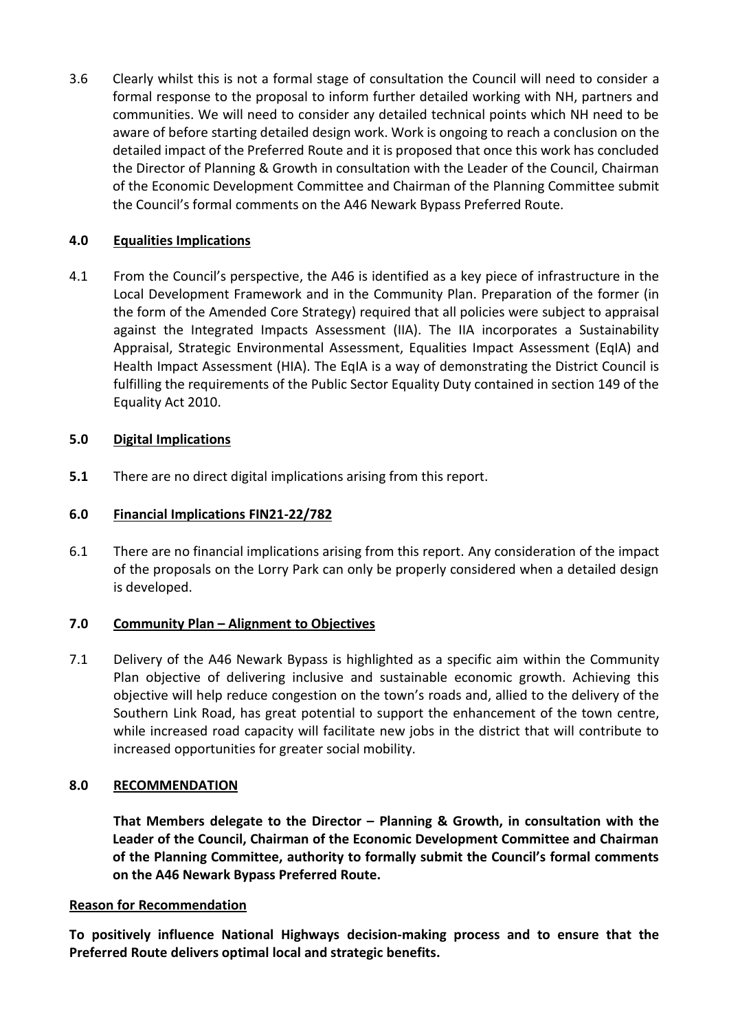3.6 Clearly whilst this is not a formal stage of consultation the Council will need to consider a formal response to the proposal to inform further detailed working with NH, partners and communities. We will need to consider any detailed technical points which NH need to be aware of before starting detailed design work. Work is ongoing to reach a conclusion on the detailed impact of the Preferred Route and it is proposed that once this work has concluded the Director of Planning & Growth in consultation with the Leader of the Council, Chairman of the Economic Development Committee and Chairman of the Planning Committee submit the Council's formal comments on the A46 Newark Bypass Preferred Route.

## 4.0 Equalities Implications

4.1 From the Council's perspective, the A46 is identified as a key piece of infrastructure in the Local Development Framework and in the Community Plan. Preparation of the former (in the form of the Amended Core Strategy) required that all policies were subject to appraisal against the Integrated Impacts Assessment (IIA). The IIA incorporates a Sustainability Appraisal, Strategic Environmental Assessment, Equalities Impact Assessment (EqIA) and Health Impact Assessment (HIA). The EqIA is a way of demonstrating the District Council is fulfilling the requirements of the Public Sector Equality Duty contained in section 149 of the Equality Act 2010.

## 5.0 Digital Implications

**5.1** There are no direct digital implications arising from this report.

## 6.0 Financial Implications FIN21-22/782

6.1 There are no financial implications arising from this report. Any consideration of the impact of the proposals on the Lorry Park can only be properly considered when a detailed design is developed.

## 7.0 Community Plan – Alignment to Objectives

7.1 Delivery of the A46 Newark Bypass is highlighted as a specific aim within the Community Plan objective of delivering inclusive and sustainable economic growth. Achieving this objective will help reduce congestion on the town's roads and, allied to the delivery of the Southern Link Road, has great potential to support the enhancement of the town centre, while increased road capacity will facilitate new jobs in the district that will contribute to increased opportunities for greater social mobility.

## 8.0 RECOMMENDATION

**That Members delegate to the Director – Planning & Growth, in consultation with the Leader of the Council, Chairman of the Economic Development Committee and Chairman of the Planning Committee, authority to formally submit the Council's formal comments on the A46 Newark Bypass Preferred Route.**

## Reason for Recommendation

**To positively influence National Highways decision-making process and to ensure that the Preferred Route delivers optimal local and strategic benefits.**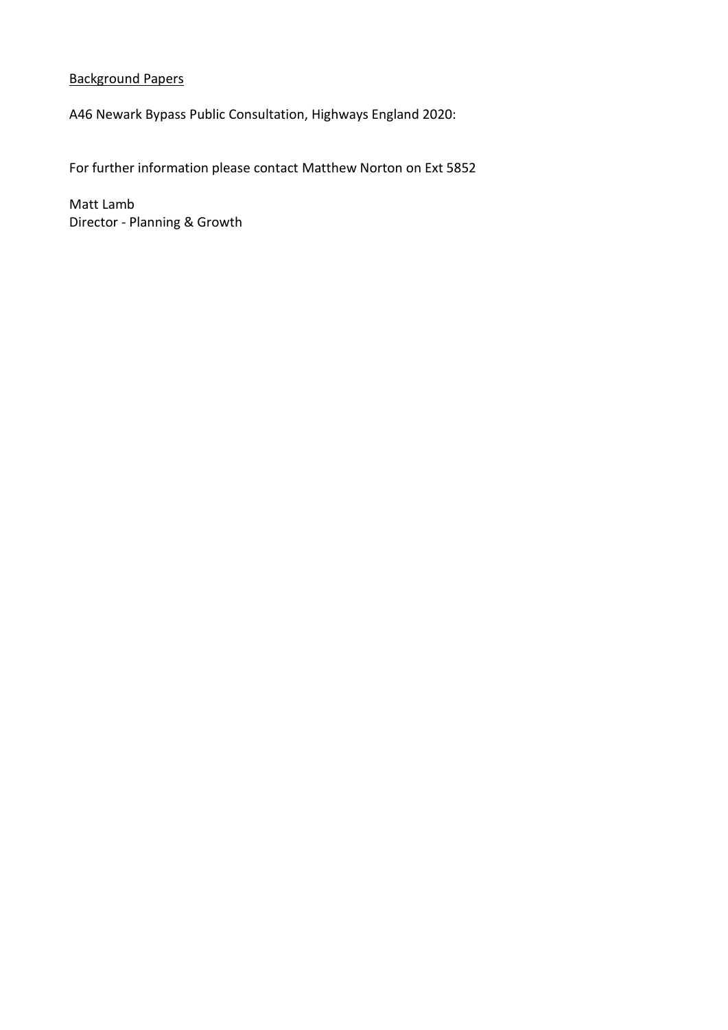Background Papers

A46 Newark Bypass Public Consultation, Highways England 2020:

For further information please contact Matthew Norton on Ext 5852

Matt Lamb
Director - Planning & Growth